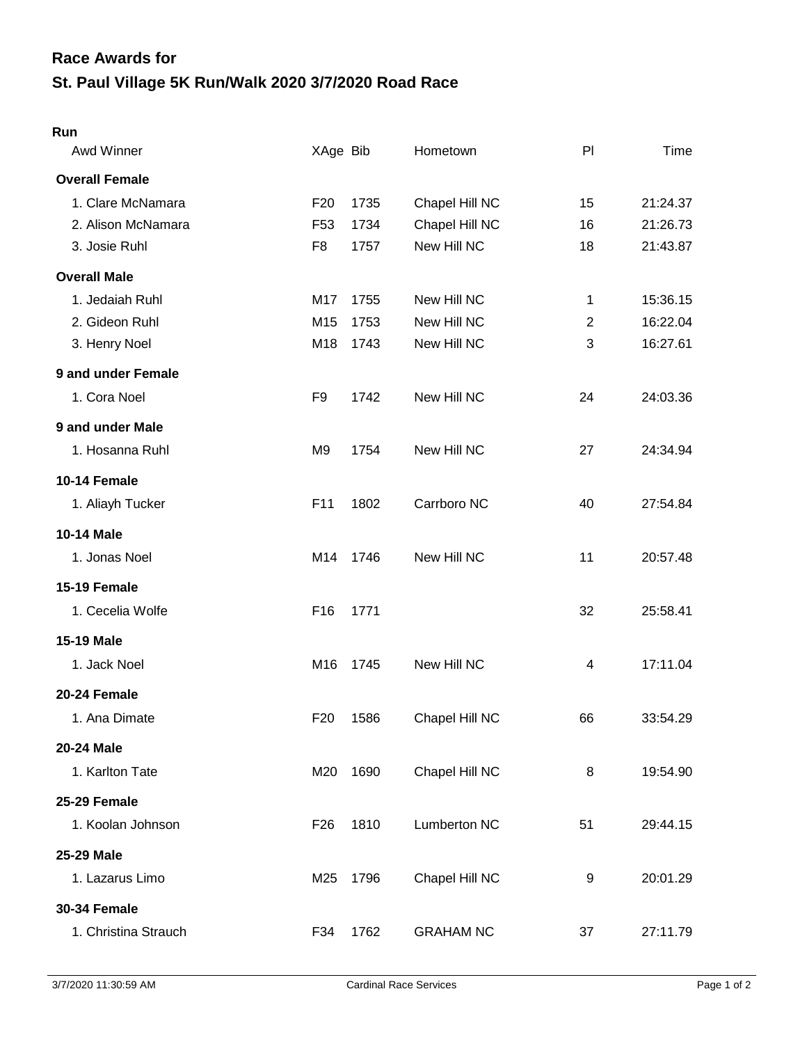# Race Awards for

## St. Paul Village 5K Run/Walk 2020 3/7/2020 Road Race

### Run

| Awd Winner | XAge | Bib | Hometown | Pl | Time |
|---|---|---|---|---|---|
| **Overall Female** | | | | | |
| 1. Clare McNamara | F20 | 1735 | Chapel Hill NC | 15 | 21:24.37 |
| 2. Alison McNamara | F53 | 1734 | Chapel Hill NC | 16 | 21:26.73 |
| 3. Josie Ruhl | F8 | 1757 | New Hill NC | 18 | 21:43.87 |
| **Overall Male** | | | | | |
| 1. Jedaiah Ruhl | M17 | 1755 | New Hill NC | 1 | 15:36.15 |
| 2. Gideon Ruhl | M15 | 1753 | New Hill NC | 2 | 16:22.04 |
| 3. Henry Noel | M18 | 1743 | New Hill NC | 3 | 16:27.61 |
| **9 and under Female** | | | | | |
| 1. Cora Noel | F9 | 1742 | New Hill NC | 24 | 24:03.36 |
| **9 and under Male** | | | | | |
| 1. Hosanna Ruhl | M9 | 1754 | New Hill NC | 27 | 24:34.94 |
| **10-14 Female** | | | | | |
| 1. Aliayh Tucker | F11 | 1802 | Carrboro NC | 40 | 27:54.84 |
| **10-14 Male** | | | | | |
| 1. Jonas Noel | M14 | 1746 | New Hill NC | 11 | 20:57.48 |
| **15-19 Female** | | | | | |
| 1. Cecelia Wolfe | F16 | 1771 | | 32 | 25:58.41 |
| **15-19 Male** | | | | | |
| 1. Jack Noel | M16 | 1745 | New Hill NC | 4 | 17:11.04 |
| **20-24 Female** | | | | | |
| 1. Ana Dimate | F20 | 1586 | Chapel Hill NC | 66 | 33:54.29 |
| **20-24 Male** | | | | | |
| 1. Karlton Tate | M20 | 1690 | Chapel Hill NC | 8 | 19:54.90 |
| **25-29 Female** | | | | | |
| 1. Koolan Johnson | F26 | 1810 | Lumberton NC | 51 | 29:44.15 |
| **25-29 Male** | | | | | |
| 1. Lazarus Limo | M25 | 1796 | Chapel Hill NC | 9 | 20:01.29 |
| **30-34 Female** | | | | | |
| 1. Christina Strauch | F34 | 1762 | GRAHAM NC | 37 | 27:11.79 |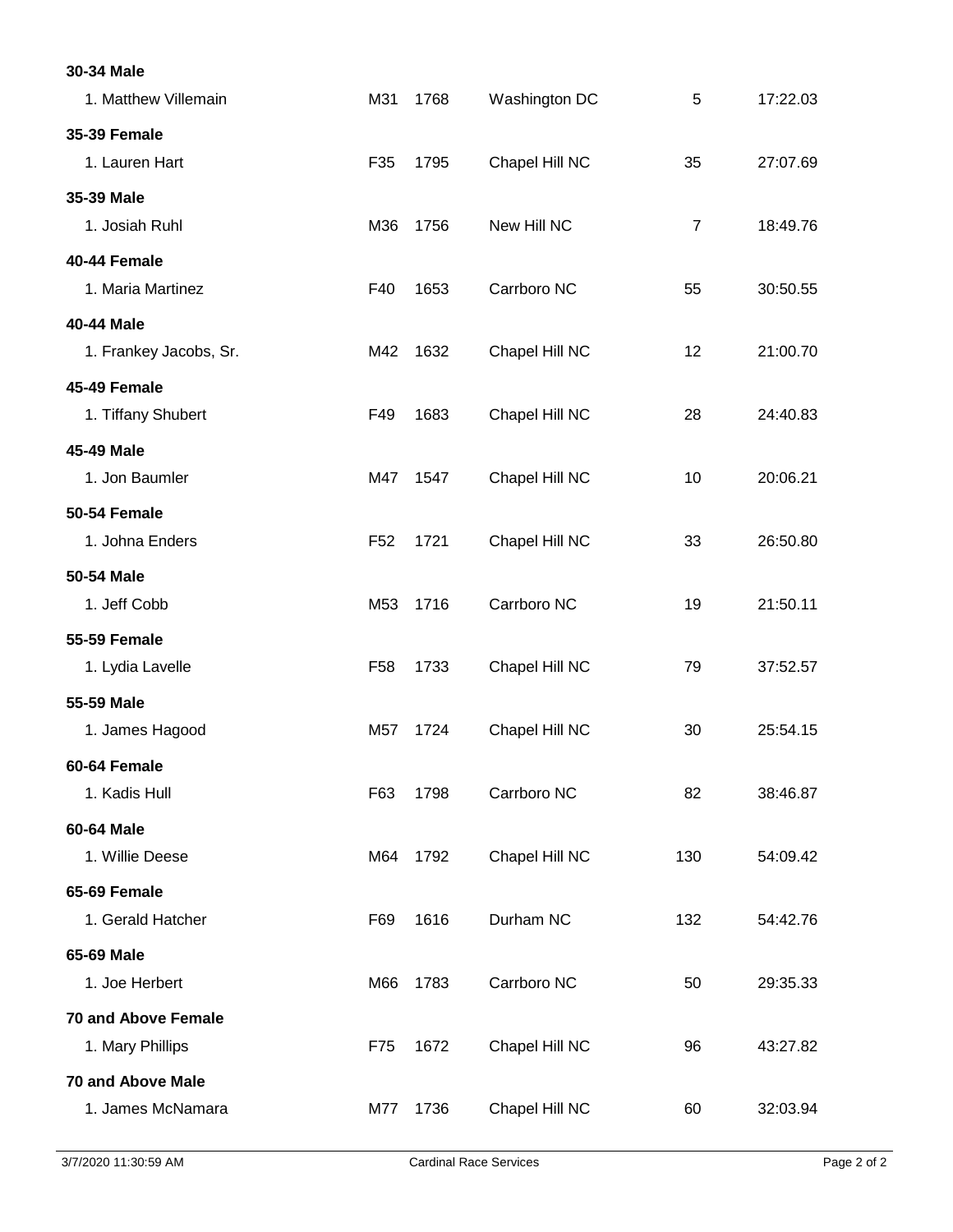**30-34 Male**

| | | | | | |
|---|---|---|---|---|---|
| 1. Matthew Villemain | M31 | 1768 | Washington DC | 5 | 17:22.03 |

**35-39 Female**

| | | | | | |
|---|---|---|---|---|---|
| 1. Lauren Hart | F35 | 1795 | Chapel Hill NC | 35 | 27:07.69 |

**35-39 Male**

| | | | | | |
|---|---|---|---|---|---|
| 1. Josiah Ruhl | M36 | 1756 | New Hill NC | 7 | 18:49.76 |

**40-44 Female**

| | | | | | |
|---|---|---|---|---|---|
| 1. Maria Martinez | F40 | 1653 | Carrboro NC | 55 | 30:50.55 |

**40-44 Male**

| | | | | | |
|---|---|---|---|---|---|
| 1. Frankey Jacobs, Sr. | M42 | 1632 | Chapel Hill NC | 12 | 21:00.70 |

**45-49 Female**

| | | | | | |
|---|---|---|---|---|---|
| 1. Tiffany Shubert | F49 | 1683 | Chapel Hill NC | 28 | 24:40.83 |

**45-49 Male**

| | | | | | |
|---|---|---|---|---|---|
| 1. Jon Baumler | M47 | 1547 | Chapel Hill NC | 10 | 20:06.21 |

**50-54 Female**

| | | | | | |
|---|---|---|---|---|---|
| 1. Johna Enders | F52 | 1721 | Chapel Hill NC | 33 | 26:50.80 |

**50-54 Male**

| | | | | | |
|---|---|---|---|---|---|
| 1. Jeff Cobb | M53 | 1716 | Carrboro NC | 19 | 21:50.11 |

**55-59 Female**

| | | | | | |
|---|---|---|---|---|---|
| 1. Lydia Lavelle | F58 | 1733 | Chapel Hill NC | 79 | 37:52.57 |

**55-59 Male**

| | | | | | |
|---|---|---|---|---|---|
| 1. James Hagood | M57 | 1724 | Chapel Hill NC | 30 | 25:54.15 |

**60-64 Female**

| | | | | | |
|---|---|---|---|---|---|
| 1. Kadis Hull | F63 | 1798 | Carrboro NC | 82 | 38:46.87 |

**60-64 Male**

| | | | | | |
|---|---|---|---|---|---|
| 1. Willie Deese | M64 | 1792 | Chapel Hill NC | 130 | 54:09.42 |

**65-69 Female**

| | | | | | |
|---|---|---|---|---|---|
| 1. Gerald Hatcher | F69 | 1616 | Durham NC | 132 | 54:42.76 |

**65-69 Male**

| | | | | | |
|---|---|---|---|---|---|
| 1. Joe Herbert | M66 | 1783 | Carrboro NC | 50 | 29:35.33 |

**70 and Above Female**

| | | | | | |
|---|---|---|---|---|---|
| 1. Mary Phillips | F75 | 1672 | Chapel Hill NC | 96 | 43:27.82 |

**70 and Above Male**

| | | | | | |
|---|---|---|---|---|---|
| 1. James McNamara | M77 | 1736 | Chapel Hill NC | 60 | 32:03.94 |

3/7/2020 11:30:59 AM Cardinal Race Services